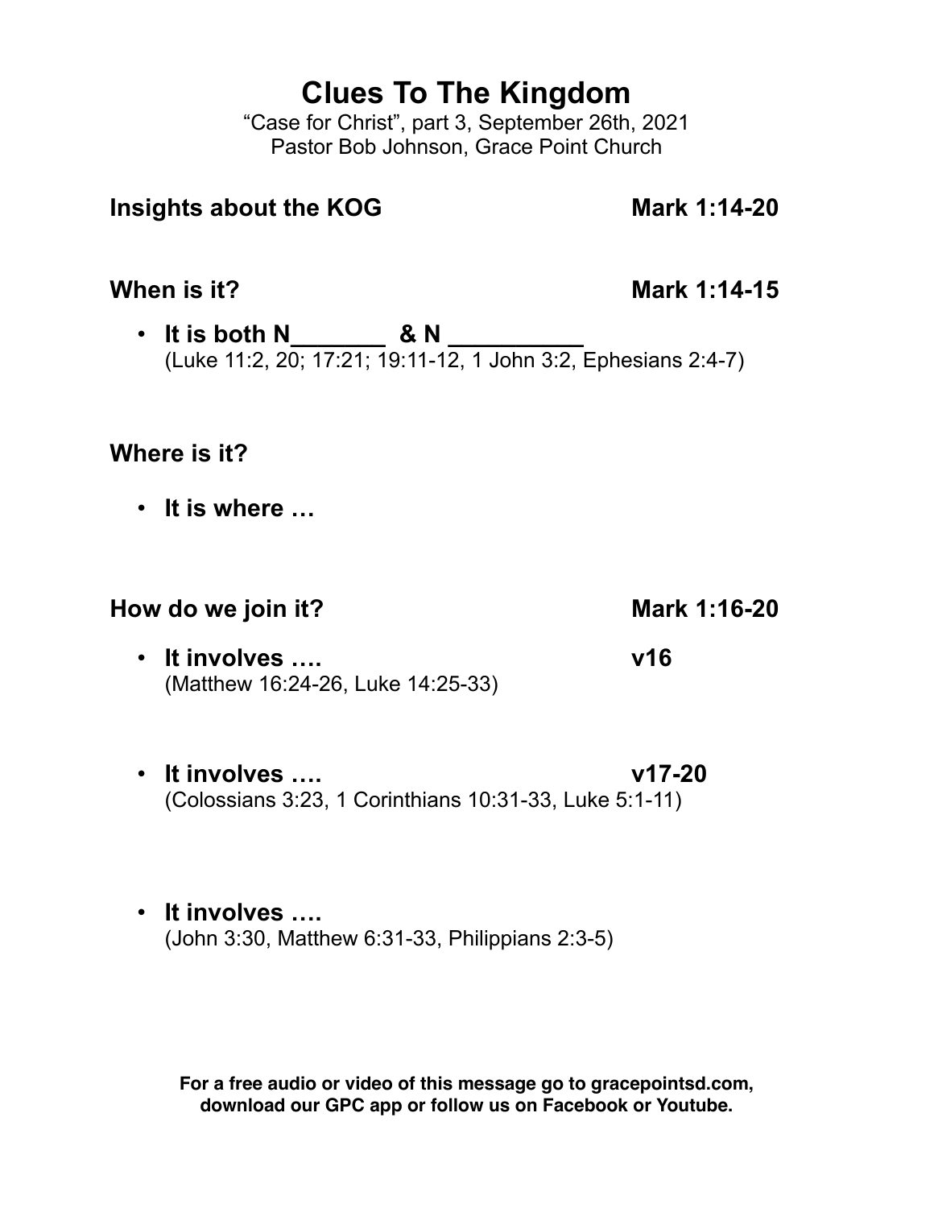# Clues To The Kingdom

"Case for Christ", part 3, September 26th, 2021
Pastor Bob Johnson, Grace Point Church

## Insights about the KOG — Mark 1:14-20

### When is it? — Mark 1:14-15

- **It is both N_______ & N _________**
  (Luke 11:2, 20; 17:21; 19:11-12, 1 John 3:2, Ephesians 2:4-7)

### Where is it?

- **It is where …**

### How do we join it? — Mark 1:16-20

- **It involves ….** — **v16**
  (Matthew 16:24-26, Luke 14:25-33)

- **It involves ….** — **v17-20**
  (Colossians 3:23, 1 Corinthians 10:31-33, Luke 5:1-11)

- **It involves ….**
  (John 3:30, Matthew 6:31-33, Philippians 2:3-5)

**For a free audio or video of this message go to gracepointsd.com, download our GPC app or follow us on Facebook or Youtube.**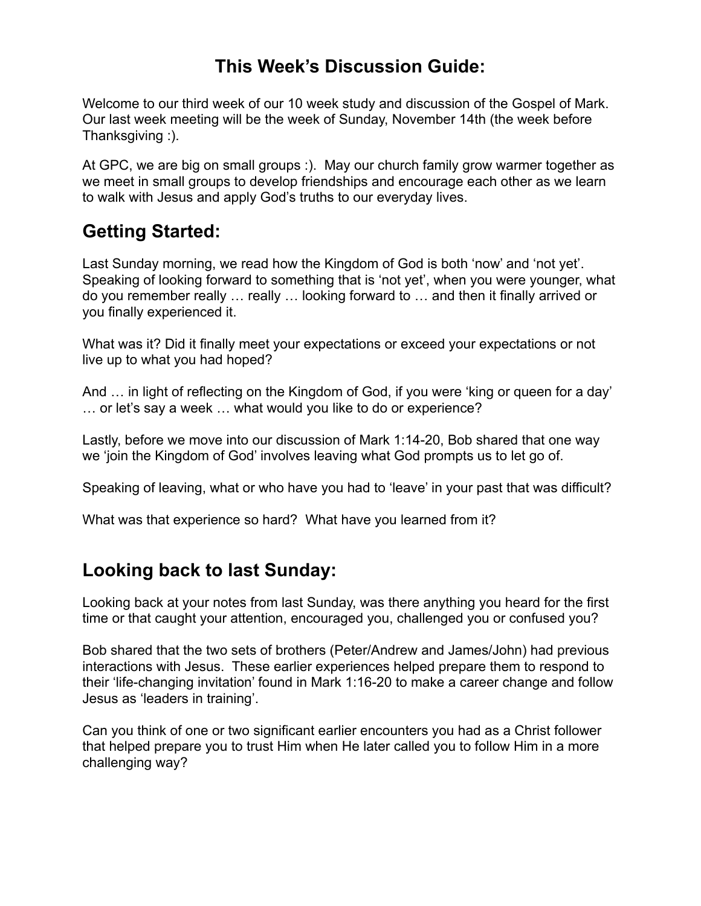# This Week's Discussion Guide:

Welcome to our third week of our 10 week study and discussion of the Gospel of Mark. Our last week meeting will be the week of Sunday, November 14th (the week before Thanksgiving :).

At GPC, we are big on small groups :). May our church family grow warmer together as we meet in small groups to develop friendships and encourage each other as we learn to walk with Jesus and apply God's truths to our everyday lives.

## Getting Started:

Last Sunday morning, we read how the Kingdom of God is both 'now' and 'not yet'. Speaking of looking forward to something that is 'not yet', when you were younger, what do you remember really … really … looking forward to … and then it finally arrived or you finally experienced it.

What was it? Did it finally meet your expectations or exceed your expectations or not live up to what you had hoped?

And … in light of reflecting on the Kingdom of God, if you were 'king or queen for a day' … or let's say a week … what would you like to do or experience?

Lastly, before we move into our discussion of Mark 1:14-20, Bob shared that one way we 'join the Kingdom of God' involves leaving what God prompts us to let go of.

Speaking of leaving, what or who have you had to 'leave' in your past that was difficult?

What was that experience so hard? What have you learned from it?

## Looking back to last Sunday:

Looking back at your notes from last Sunday, was there anything you heard for the first time or that caught your attention, encouraged you, challenged you or confused you?

Bob shared that the two sets of brothers (Peter/Andrew and James/John) had previous interactions with Jesus. These earlier experiences helped prepare them to respond to their 'life-changing invitation' found in Mark 1:16-20 to make a career change and follow Jesus as 'leaders in training'.

Can you think of one or two significant earlier encounters you had as a Christ follower that helped prepare you to trust Him when He later called you to follow Him in a more challenging way?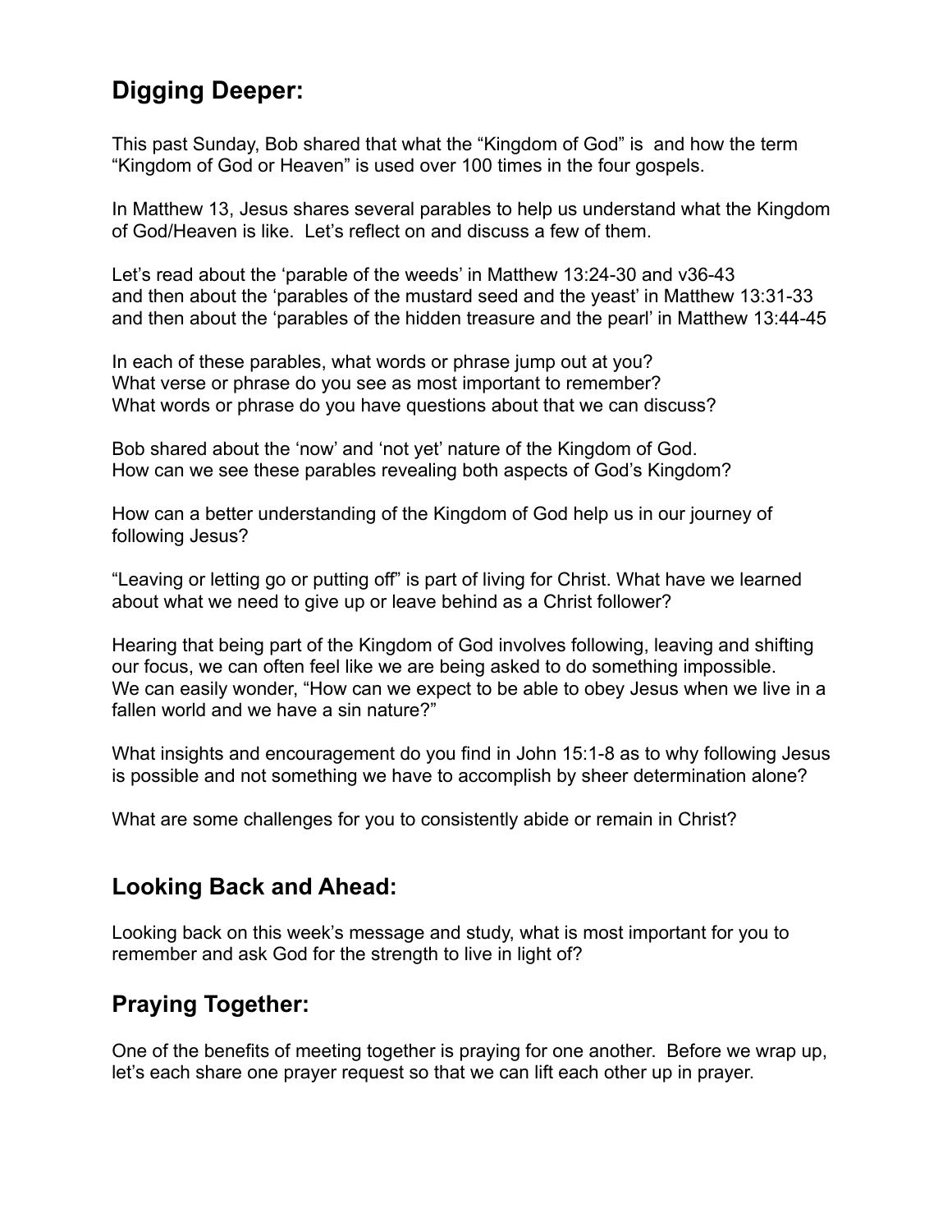## Digging Deeper:

This past Sunday, Bob shared that what the "Kingdom of God" is and how the term "Kingdom of God or Heaven" is used over 100 times in the four gospels.

In Matthew 13, Jesus shares several parables to help us understand what the Kingdom of God/Heaven is like. Let's reflect on and discuss a few of them.

Let's read about the 'parable of the weeds' in Matthew 13:24-30 and v36-43
and then about the 'parables of the mustard seed and the yeast' in Matthew 13:31-33
and then about the 'parables of the hidden treasure and the pearl' in Matthew 13:44-45

In each of these parables, what words or phrase jump out at you?
What verse or phrase do you see as most important to remember?
What words or phrase do you have questions about that we can discuss?

Bob shared about the 'now' and 'not yet' nature of the Kingdom of God.
How can we see these parables revealing both aspects of God's Kingdom?

How can a better understanding of the Kingdom of God help us in our journey of following Jesus?

"Leaving or letting go or putting off" is part of living for Christ. What have we learned about what we need to give up or leave behind as a Christ follower?

Hearing that being part of the Kingdom of God involves following, leaving and shifting our focus, we can often feel like we are being asked to do something impossible.
We can easily wonder, "How can we expect to be able to obey Jesus when we live in a fallen world and we have a sin nature?"

What insights and encouragement do you find in John 15:1-8 as to why following Jesus is possible and not something we have to accomplish by sheer determination alone?

What are some challenges for you to consistently abide or remain in Christ?

## Looking Back and Ahead:

Looking back on this week's message and study, what is most important for you to remember and ask God for the strength to live in light of?

## Praying Together:

One of the benefits of meeting together is praying for one another. Before we wrap up, let's each share one prayer request so that we can lift each other up in prayer.